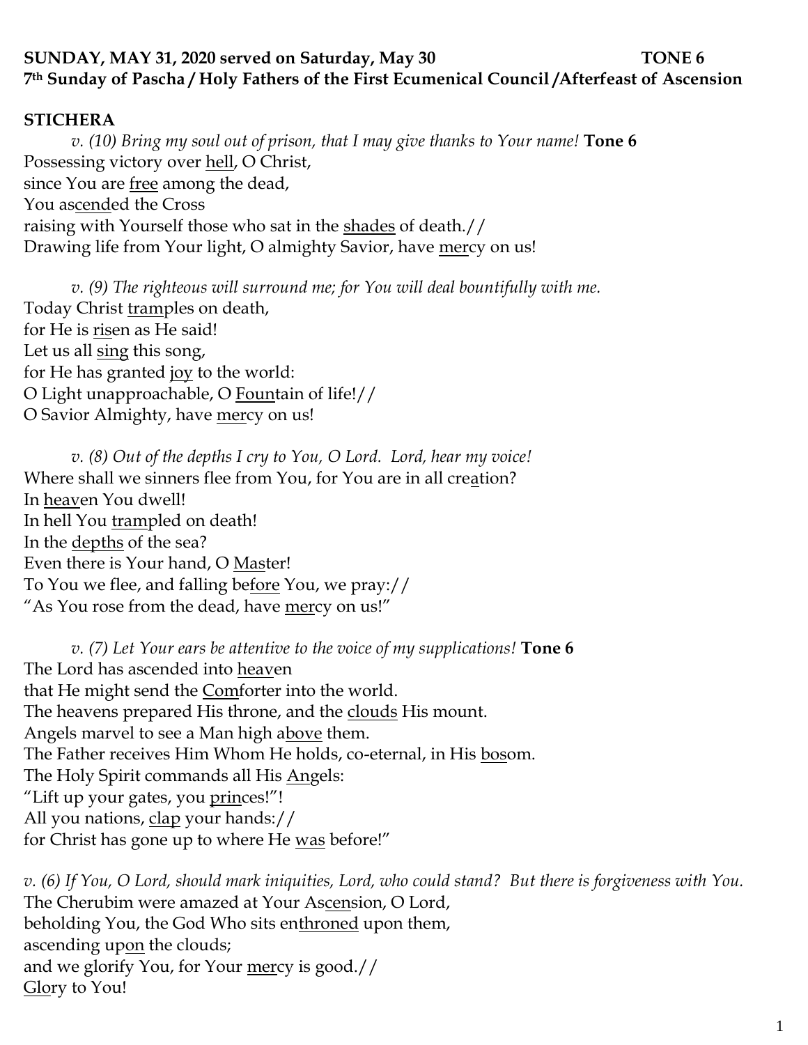**SUNDAY, MAY 31, 2020 served on Saturday, May 30 TONE 6**
**7th Sunday of Pascha / Holy Fathers of the First Ecumenical Council /Afterfeast of Ascension**

**STICHERA**

*v. (10) Bring my soul out of prison, that I may give thanks to Your name!* **Tone 6**
Possessing victory over hell, O Christ,
since You are free among the dead,
You ascended the Cross
raising with Yourself those who sat in the shades of death.//
Drawing life from Your light, O almighty Savior, have mercy on us!

*v. (9) The righteous will surround me; for You will deal bountifully with me.*
Today Christ tramples on death,
for He is risen as He said!
Let us all sing this song,
for He has granted joy to the world:
O Light unapproachable, O Fountain of life!//
O Savior Almighty, have mercy on us!

*v. (8) Out of the depths I cry to You, O Lord. Lord, hear my voice!*
Where shall we sinners flee from You, for You are in all creation?
In heaven You dwell!
In hell You trampled on death!
In the depths of the sea?
Even there is Your hand, O Master!
To You we flee, and falling before You, we pray://
"As You rose from the dead, have mercy on us!"

*v. (7) Let Your ears be attentive to the voice of my supplications!* **Tone 6**
The Lord has ascended into heaven
that He might send the Comforter into the world.
The heavens prepared His throne, and the clouds His mount.
Angels marvel to see a Man high above them.
The Father receives Him Whom He holds, co-eternal, in His bosom.
The Holy Spirit commands all His Angels:
"Lift up your gates, you princes!"!
All you nations, clap your hands://
for Christ has gone up to where He was before!"

*v. (6) If You, O Lord, should mark iniquities, Lord, who could stand? But there is forgiveness with You.*
The Cherubim were amazed at Your Ascension, O Lord,
beholding You, the God Who sits enthroned upon them,
ascending upon the clouds;
and we glorify You, for Your mercy is good.//
Glory to You!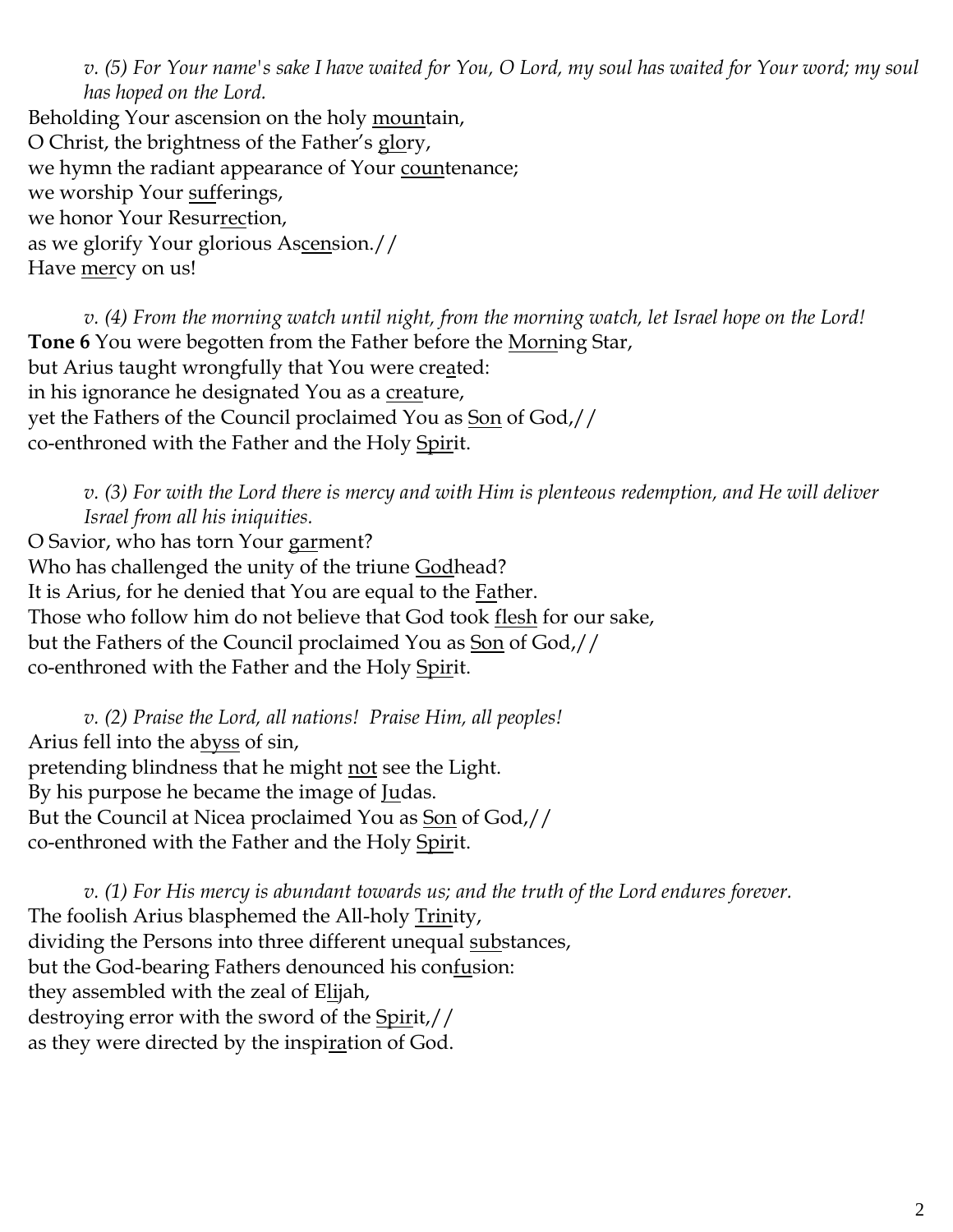*v. (5) For Your name's sake I have waited for You, O Lord, my soul has waited for Your word; my soul has hoped on the Lord.*

Beholding Your ascension on the holy <u>moun</u>tain,
O Christ, the brightness of the Father's <u>glo</u>ry,
we hymn the radiant appearance of Your <u>coun</u>tenance;
we worship Your <u>suf</u>ferings,
we honor Your Resur<u>rec</u>tion,
as we glorify Your glorious As<u>cen</u>sion.//
Have <u>mer</u>cy on us!

*v. (4) From the morning watch until night, from the morning watch, let Israel hope on the Lord!*

**Tone 6** You were begotten from the Father before the <u>Morn</u>ing Star,
but Arius taught wrongfully that You were cre<u>a</u>ted:
in his ignorance he designated You as a <u>crea</u>ture,
yet the Fathers of the Council proclaimed You as <u>Son</u> of God,//
co-enthroned with the Father and the Holy <u>Spir</u>it.

*v. (3) For with the Lord there is mercy and with Him is plenteous redemption, and He will deliver Israel from all his iniquities.*

O Savior, who has torn Your <u>gar</u>ment?
Who has challenged the unity of the triune <u>God</u>head?
It is Arius, for he denied that You are equal to the <u>Fa</u>ther.
Those who follow him do not believe that God took <u>flesh</u> for our sake,
but the Fathers of the Council proclaimed You as <u>Son</u> of God,//
co-enthroned with the Father and the Holy <u>Spir</u>it.

*v. (2) Praise the Lord, all nations! Praise Him, all peoples!*

Arius fell into the a<u>byss</u> of sin,
pretending blindness that he might <u>not</u> see the Light.
By his purpose he became the image of <u>Ju</u>das.
But the Council at Nicea proclaimed You as <u>Son</u> of God,//
co-enthroned with the Father and the Holy <u>Spir</u>it.

*v. (1) For His mercy is abundant towards us; and the truth of the Lord endures forever.*

The foolish Arius blasphemed the All-holy <u>Trin</u>ity,
dividing the Persons into three different unequal <u>sub</u>stances,
but the God-bearing Fathers denounced his con<u>fu</u>sion:
they assembled with the zeal of E<u>li</u>jah,
destroying error with the sword of the <u>Spir</u>it,//
as they were directed by the inspi<u>ra</u>tion of God.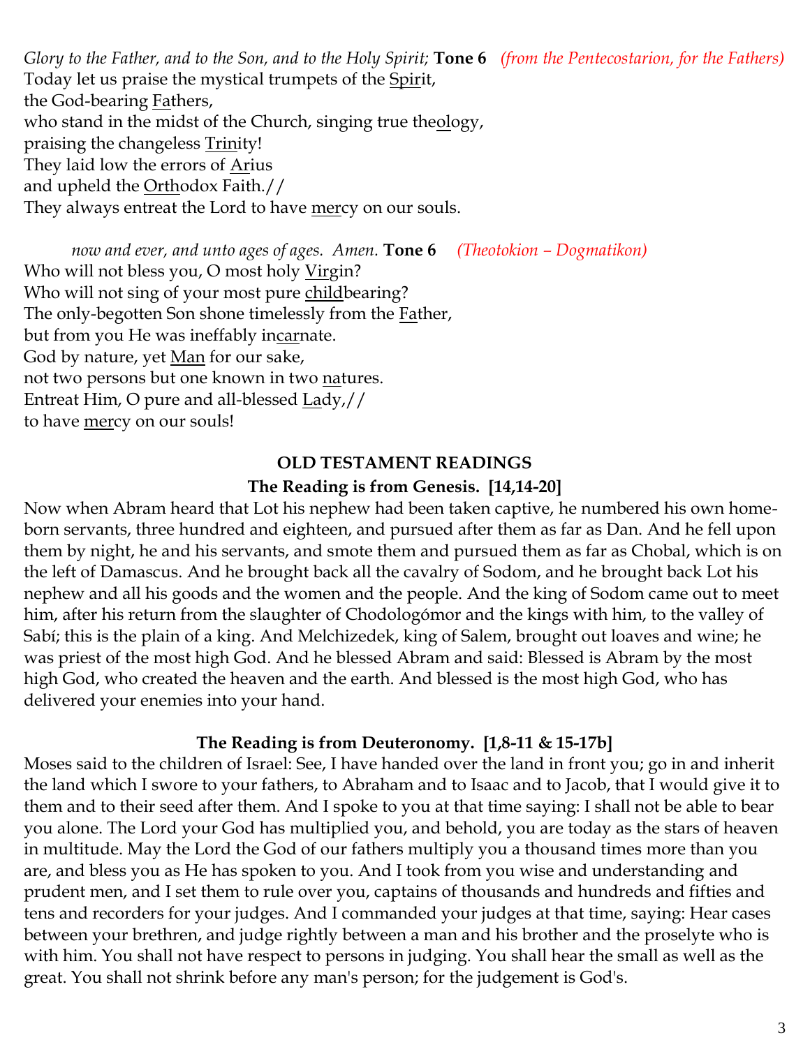*Glory to the Father, and to the Son, and to the Holy Spirit;* **Tone 6** *(from the Pentecostarion, for the Fathers)*
Today let us praise the mystical trumpets of the <u>Spir</u>it,
the God-bearing <u>Fa</u>thers,
who stand in the midst of the Church, singing true the<u>ol</u>ogy,
praising the changeless <u>Trin</u>ity!
They laid low the errors of <u>Ar</u>ius
and upheld the <u>Orth</u>odox Faith.//
They always entreat the Lord to have <u>mer</u>cy on our souls.

*now and ever, and unto ages of ages. Amen.* **Tone 6** *(Theotokion – Dogmatikon)*
Who will not bless you, O most holy <u>Vir</u>gin?
Who will not sing of your most pure <u>child</u>bearing?
The only-begotten Son shone timelessly from the <u>Fa</u>ther,
but from you He was ineffably in<u>car</u>nate.
God by nature, yet <u>Man</u> for our sake,
not two persons but one known in two <u>na</u>tures.
Entreat Him, O pure and all-blessed <u>La</u>dy,//
to have <u>mer</u>cy on our souls!

## OLD TESTAMENT READINGS

### The Reading is from Genesis. [14,14-20]

Now when Abram heard that Lot his nephew had been taken captive, he numbered his own home-born servants, three hundred and eighteen, and pursued after them as far as Dan. And he fell upon them by night, he and his servants, and smote them and pursued them as far as Chobal, which is on the left of Damascus. And he brought back all the cavalry of Sodom, and he brought back Lot his nephew and all his goods and the women and the people. And the king of Sodom came out to meet him, after his return from the slaughter of Chodologómor and the kings with him, to the valley of Sabí; this is the plain of a king. And Melchizedek, king of Salem, brought out loaves and wine; he was priest of the most high God. And he blessed Abram and said: Blessed is Abram by the most high God, who created the heaven and the earth. And blessed is the most high God, who has delivered your enemies into your hand.

### The Reading is from Deuteronomy. [1,8-11 & 15-17b]

Moses said to the children of Israel: See, I have handed over the land in front you; go in and inherit the land which I swore to your fathers, to Abraham and to Isaac and to Jacob, that I would give it to them and to their seed after them. And I spoke to you at that time saying: I shall not be able to bear you alone. The Lord your God has multiplied you, and behold, you are today as the stars of heaven in multitude. May the Lord the God of our fathers multiply you a thousand times more than you are, and bless you as He has spoken to you. And I took from you wise and understanding and prudent men, and I set them to rule over you, captains of thousands and hundreds and fifties and tens and recorders for your judges. And I commanded your judges at that time, saying: Hear cases between your brethren, and judge rightly between a man and his brother and the proselyte who is with him. You shall not have respect to persons in judging. You shall hear the small as well as the great. You shall not shrink before any man's person; for the judgement is God's.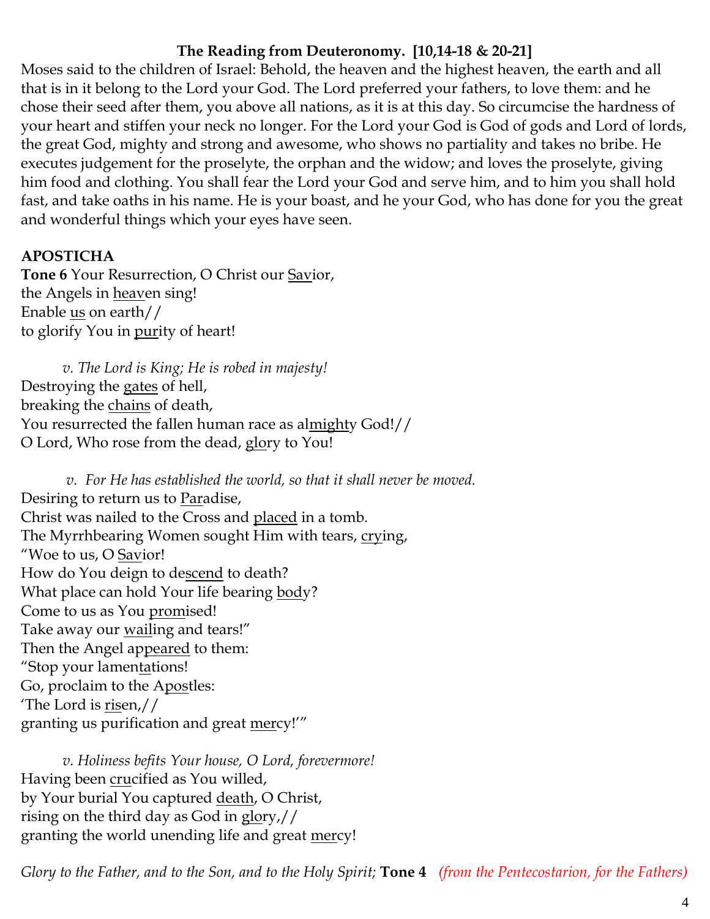**The Reading from Deuteronomy. [10,14-18 & 20-21]**

Moses said to the children of Israel: Behold, the heaven and the highest heaven, the earth and all that is in it belong to the Lord your God. The Lord preferred your fathers, to love them: and he chose their seed after them, you above all nations, as it is at this day. So circumcise the hardness of your heart and stiffen your neck no longer. For the Lord your God is God of gods and Lord of lords, the great God, mighty and strong and awesome, who shows no partiality and takes no bribe. He executes judgement for the proselyte, the orphan and the widow; and loves the proselyte, giving him food and clothing. You shall fear the Lord your God and serve him, and to him you shall hold fast, and take oaths in his name. He is your boast, and he your God, who has done for you the great and wonderful things which your eyes have seen.

**APOSTICHA**

**Tone 6** Your Resurrection, O Christ our Savior,
the Angels in heaven sing!
Enable us on earth//
to glorify You in purity of heart!

*v. The Lord is King; He is robed in majesty!*

Destroying the gates of hell,
breaking the chains of death,
You resurrected the fallen human race as almighty God!//
O Lord, Who rose from the dead, glory to You!

*v. For He has established the world, so that it shall never be moved.*

Desiring to return us to Paradise,
Christ was nailed to the Cross and placed in a tomb.
The Myrrhbearing Women sought Him with tears, crying,
"Woe to us, O Savior!
How do You deign to descend to death?
What place can hold Your life bearing body?
Come to us as You promised!
Take away our wailing and tears!"
Then the Angel appeared to them:
"Stop your lamentations!
Go, proclaim to the Apostles:
'The Lord is risen,//
granting us purification and great mercy!'"

*v. Holiness befits Your house, O Lord, forevermore!*

Having been crucified as You willed,
by Your burial You captured death, O Christ,
rising on the third day as God in glory,//
granting the world unending life and great mercy!

*Glory to the Father, and to the Son, and to the Holy Spirit;* **Tone 4** *(from the Pentecostarion, for the Fathers)*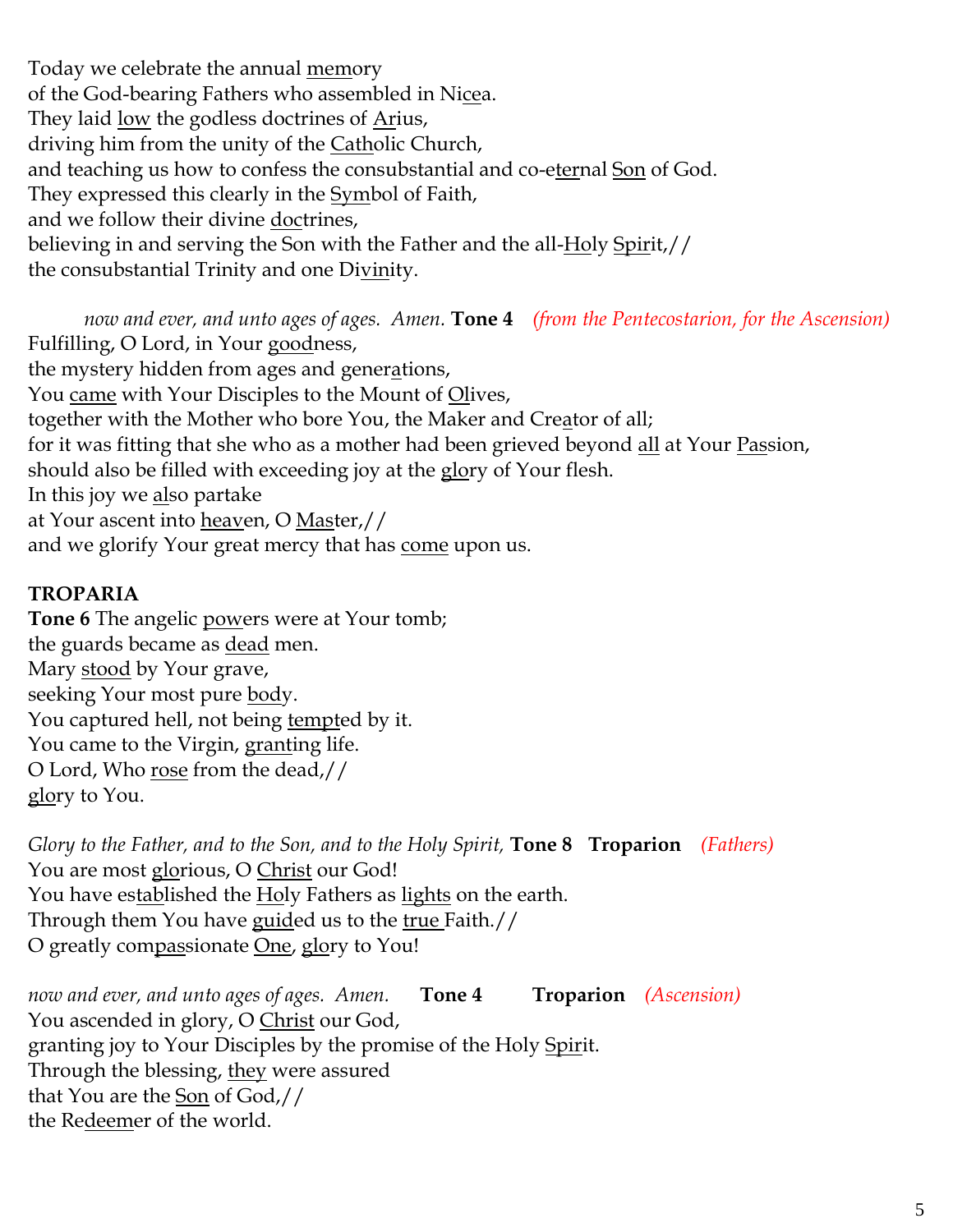Today we celebrate the annual memory
of the God-bearing Fathers who assembled in Nicea.
They laid low the godless doctrines of Arius,
driving him from the unity of the Catholic Church,
and teaching us how to confess the consubstantial and co-eternal Son of God.
They expressed this clearly in the Symbol of Faith,
and we follow their divine doctrines,
believing in and serving the Son with the Father and the all-Holy Spirit,//
the consubstantial Trinity and one Divinity.

*now and ever, and unto ages of ages. Amen.* **Tone 4** *(from the Pentecostarion, for the Ascension)*
Fulfilling, O Lord, in Your goodness,
the mystery hidden from ages and generations,
You came with Your Disciples to the Mount of Olives,
together with the Mother who bore You, the Maker and Creator of all;
for it was fitting that she who as a mother had been grieved beyond all at Your Passion,
should also be filled with exceeding joy at the glory of Your flesh.
In this joy we also partake
at Your ascent into heaven, O Master,//
and we glorify Your great mercy that has come upon us.

**TROPARIA**

**Tone 6** The angelic powers were at Your tomb;
the guards became as dead men.
Mary stood by Your grave,
seeking Your most pure body.
You captured hell, not being tempted by it.
You came to the Virgin, granting life.
O Lord, Who rose from the dead,//
glory to You.

*Glory to the Father, and to the Son, and to the Holy Spirit,* **Tone 8 Troparion** *(Fathers)*
You are most glorious, O Christ our God!
You have established the Holy Fathers as lights on the earth.
Through them You have guided us to the true Faith.//
O greatly compassionate One, glory to You!

*now and ever, and unto ages of ages. Amen.* **Tone 4 Troparion** *(Ascension)*
You ascended in glory, O Christ our God,
granting joy to Your Disciples by the promise of the Holy Spirit.
Through the blessing, they were assured
that You are the Son of God,//
the Redeemer of the world.